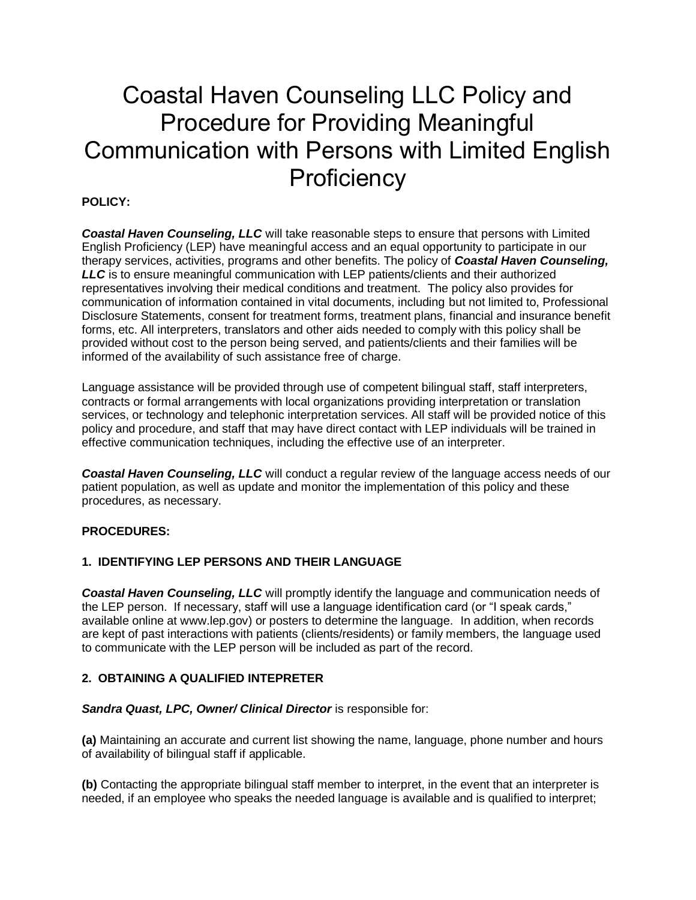# Coastal Haven Counseling LLC Policy and Procedure for Providing Meaningful Communication with Persons with Limited English Proficiency

**POLICY:**

***Coastal Haven Counseling, LLC*** will take reasonable steps to ensure that persons with Limited English Proficiency (LEP) have meaningful access and an equal opportunity to participate in our therapy services, activities, programs and other benefits. The policy of ***Coastal Haven Counseling, LLC*** is to ensure meaningful communication with LEP patients/clients and their authorized representatives involving their medical conditions and treatment. The policy also provides for communication of information contained in vital documents, including but not limited to, Professional Disclosure Statements, consent for treatment forms, treatment plans, financial and insurance benefit forms, etc. All interpreters, translators and other aids needed to comply with this policy shall be provided without cost to the person being served, and patients/clients and their families will be informed of the availability of such assistance free of charge.

Language assistance will be provided through use of competent bilingual staff, staff interpreters, contracts or formal arrangements with local organizations providing interpretation or translation services, or technology and telephonic interpretation services. All staff will be provided notice of this policy and procedure, and staff that may have direct contact with LEP individuals will be trained in effective communication techniques, including the effective use of an interpreter.

***Coastal Haven Counseling, LLC*** will conduct a regular review of the language access needs of our patient population, as well as update and monitor the implementation of this policy and these procedures, as necessary.

**PROCEDURES:**

**1. IDENTIFYING LEP PERSONS AND THEIR LANGUAGE**

***Coastal Haven Counseling, LLC*** will promptly identify the language and communication needs of the LEP person. If necessary, staff will use a language identification card (or "I speak cards," available online at www.lep.gov) or posters to determine the language. In addition, when records are kept of past interactions with patients (clients/residents) or family members, the language used to communicate with the LEP person will be included as part of the record.

**2. OBTAINING A QUALIFIED INTEPRETER**

***Sandra Quast, LPC, Owner/ Clinical Director*** is responsible for:

**(a)** Maintaining an accurate and current list showing the name, language, phone number and hours of availability of bilingual staff if applicable.

**(b)** Contacting the appropriate bilingual staff member to interpret, in the event that an interpreter is needed, if an employee who speaks the needed language is available and is qualified to interpret;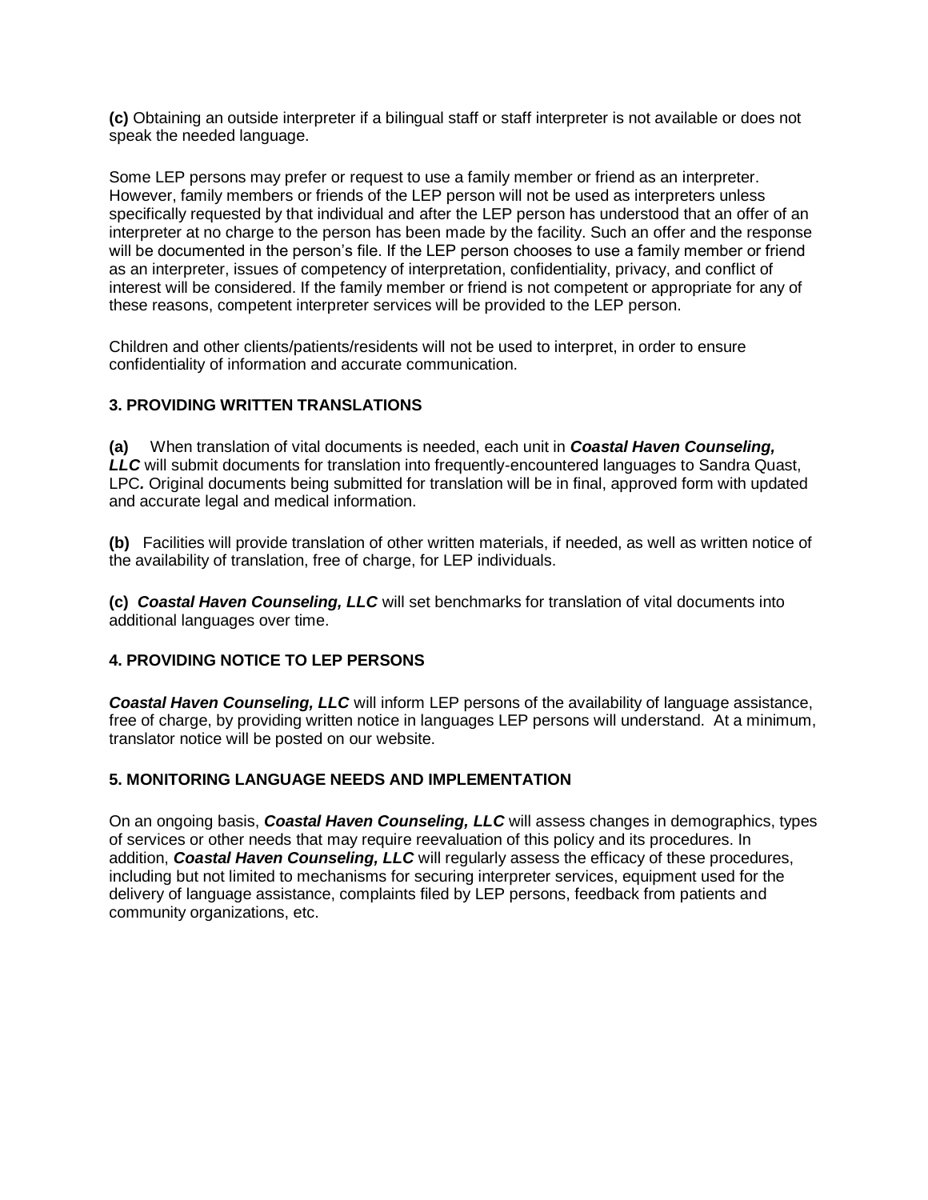**(c)** Obtaining an outside interpreter if a bilingual staff or staff interpreter is not available or does not speak the needed language.

Some LEP persons may prefer or request to use a family member or friend as an interpreter. However, family members or friends of the LEP person will not be used as interpreters unless specifically requested by that individual and after the LEP person has understood that an offer of an interpreter at no charge to the person has been made by the facility. Such an offer and the response will be documented in the person's file. If the LEP person chooses to use a family member or friend as an interpreter, issues of competency of interpretation, confidentiality, privacy, and conflict of interest will be considered. If the family member or friend is not competent or appropriate for any of these reasons, competent interpreter services will be provided to the LEP person.

Children and other clients/patients/residents will not be used to interpret, in order to ensure confidentiality of information and accurate communication.

**3. PROVIDING WRITTEN TRANSLATIONS**

**(a)** When translation of vital documents is needed, each unit in ***Coastal Haven Counseling, LLC*** will submit documents for translation into frequently-encountered languages to Sandra Quast, LPC**.** Original documents being submitted for translation will be in final, approved form with updated and accurate legal and medical information.

**(b)** Facilities will provide translation of other written materials, if needed, as well as written notice of the availability of translation, free of charge, for LEP individuals.

**(c)** ***Coastal Haven Counseling, LLC*** will set benchmarks for translation of vital documents into additional languages over time.

**4. PROVIDING NOTICE TO LEP PERSONS**

***Coastal Haven Counseling, LLC*** will inform LEP persons of the availability of language assistance, free of charge, by providing written notice in languages LEP persons will understand. At a minimum, translator notice will be posted on our website.

**5. MONITORING LANGUAGE NEEDS AND IMPLEMENTATION**

On an ongoing basis, ***Coastal Haven Counseling, LLC*** will assess changes in demographics, types of services or other needs that may require reevaluation of this policy and its procedures. In addition, ***Coastal Haven Counseling, LLC*** will regularly assess the efficacy of these procedures, including but not limited to mechanisms for securing interpreter services, equipment used for the delivery of language assistance, complaints filed by LEP persons, feedback from patients and community organizations, etc.